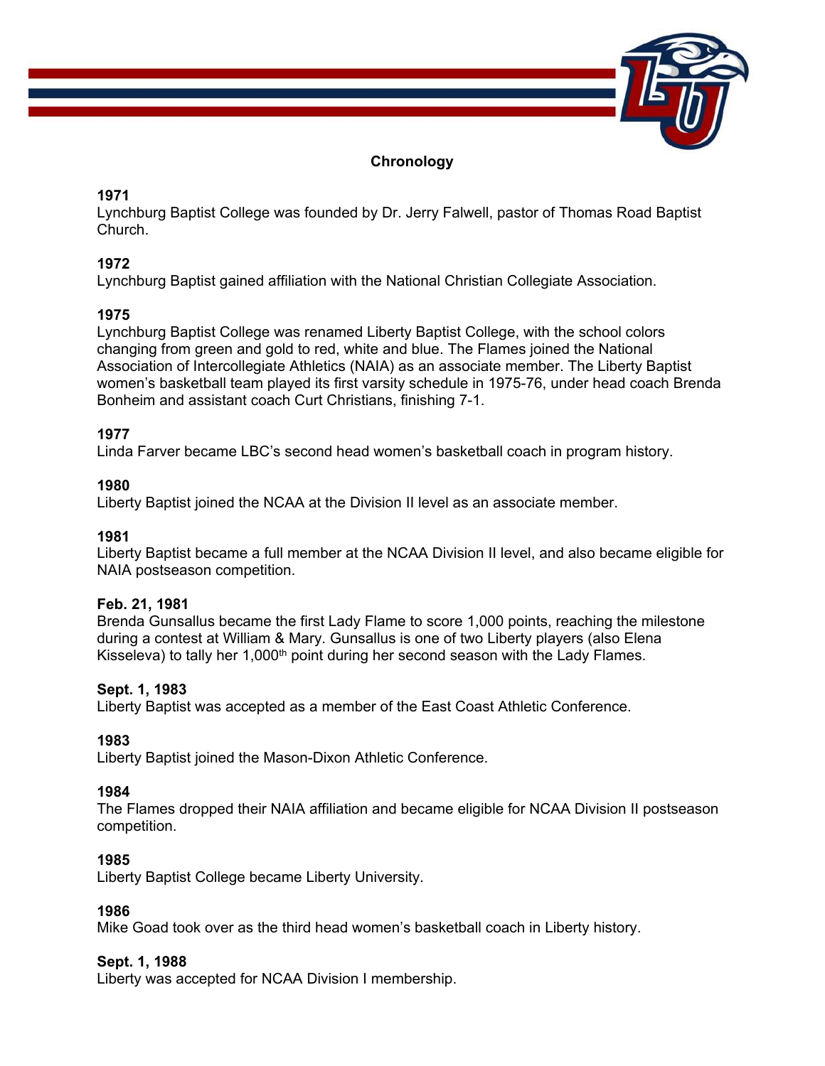# Chronology

**1971**
Lynchburg Baptist College was founded by Dr. Jerry Falwell, pastor of Thomas Road Baptist Church.

**1972**
Lynchburg Baptist gained affiliation with the National Christian Collegiate Association.

**1975**
Lynchburg Baptist College was renamed Liberty Baptist College, with the school colors changing from green and gold to red, white and blue. The Flames joined the National Association of Intercollegiate Athletics (NAIA) as an associate member. The Liberty Baptist women's basketball team played its first varsity schedule in 1975-76, under head coach Brenda Bonheim and assistant coach Curt Christians, finishing 7-1.

**1977**
Linda Farver became LBC's second head women's basketball coach in program history.

**1980**
Liberty Baptist joined the NCAA at the Division II level as an associate member.

**1981**
Liberty Baptist became a full member at the NCAA Division II level, and also became eligible for NAIA postseason competition.

**Feb. 21, 1981**
Brenda Gunsallus became the first Lady Flame to score 1,000 points, reaching the milestone during a contest at William & Mary. Gunsallus is one of two Liberty players (also Elena Kisseleva) to tally her 1,000th point during her second season with the Lady Flames.

**Sept. 1, 1983**
Liberty Baptist was accepted as a member of the East Coast Athletic Conference.

**1983**
Liberty Baptist joined the Mason-Dixon Athletic Conference.

**1984**
The Flames dropped their NAIA affiliation and became eligible for NCAA Division II postseason competition.

**1985**
Liberty Baptist College became Liberty University.

**1986**
Mike Goad took over as the third head women's basketball coach in Liberty history.

**Sept. 1, 1988**
Liberty was accepted for NCAA Division I membership.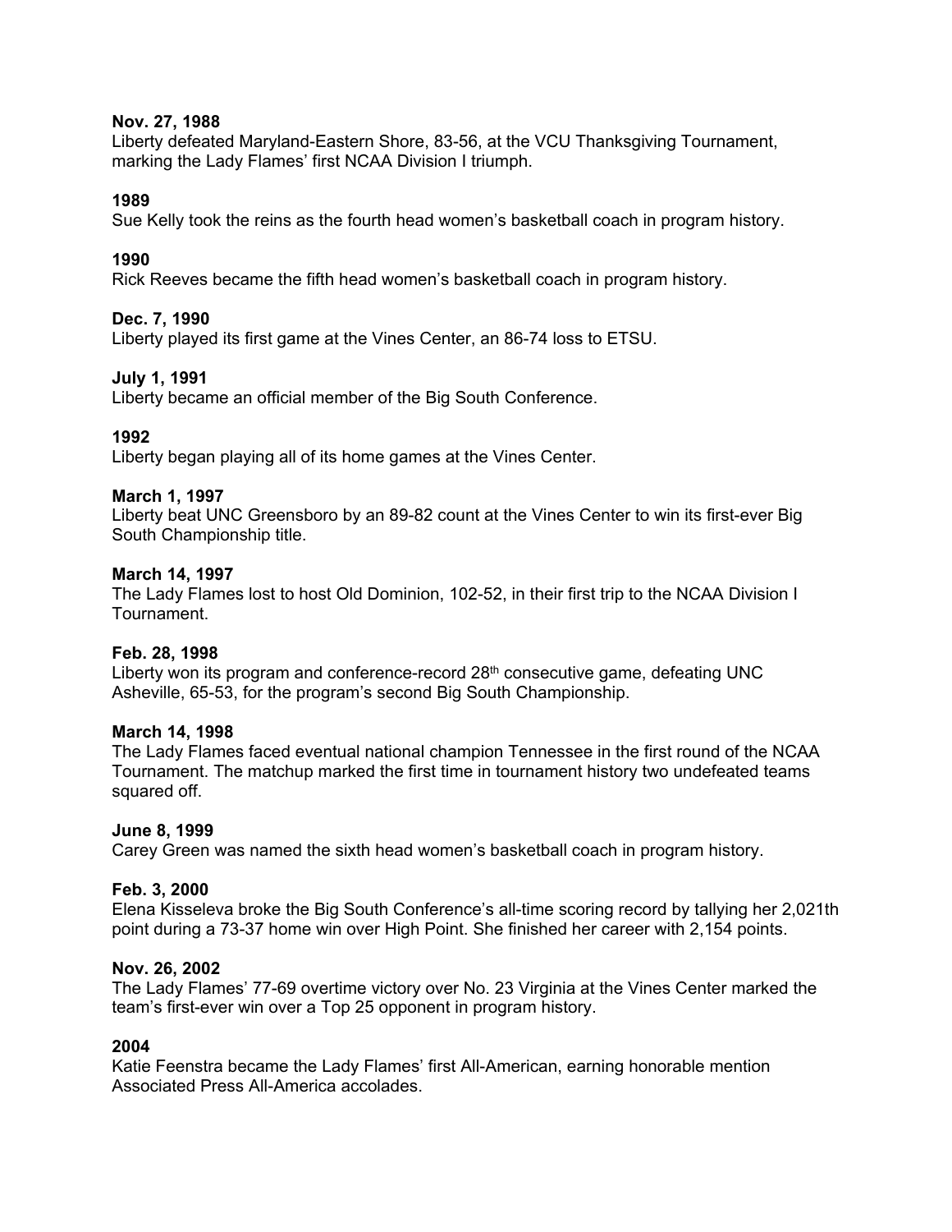**Nov. 27, 1988**
Liberty defeated Maryland-Eastern Shore, 83-56, at the VCU Thanksgiving Tournament, marking the Lady Flames' first NCAA Division I triumph.

**1989**
Sue Kelly took the reins as the fourth head women's basketball coach in program history.

**1990**
Rick Reeves became the fifth head women's basketball coach in program history.

**Dec. 7, 1990**
Liberty played its first game at the Vines Center, an 86-74 loss to ETSU.

**July 1, 1991**
Liberty became an official member of the Big South Conference.

**1992**
Liberty began playing all of its home games at the Vines Center.

**March 1, 1997**
Liberty beat UNC Greensboro by an 89-82 count at the Vines Center to win its first-ever Big South Championship title.

**March 14, 1997**
The Lady Flames lost to host Old Dominion, 102-52, in their first trip to the NCAA Division I Tournament.

**Feb. 28, 1998**
Liberty won its program and conference-record 28th consecutive game, defeating UNC Asheville, 65-53, for the program's second Big South Championship.

**March 14, 1998**
The Lady Flames faced eventual national champion Tennessee in the first round of the NCAA Tournament. The matchup marked the first time in tournament history two undefeated teams squared off.

**June 8, 1999**
Carey Green was named the sixth head women's basketball coach in program history.

**Feb. 3, 2000**
Elena Kisseleva broke the Big South Conference's all-time scoring record by tallying her 2,021th point during a 73-37 home win over High Point. She finished her career with 2,154 points.

**Nov. 26, 2002**
The Lady Flames' 77-69 overtime victory over No. 23 Virginia at the Vines Center marked the team's first-ever win over a Top 25 opponent in program history.

**2004**
Katie Feenstra became the Lady Flames' first All-American, earning honorable mention Associated Press All-America accolades.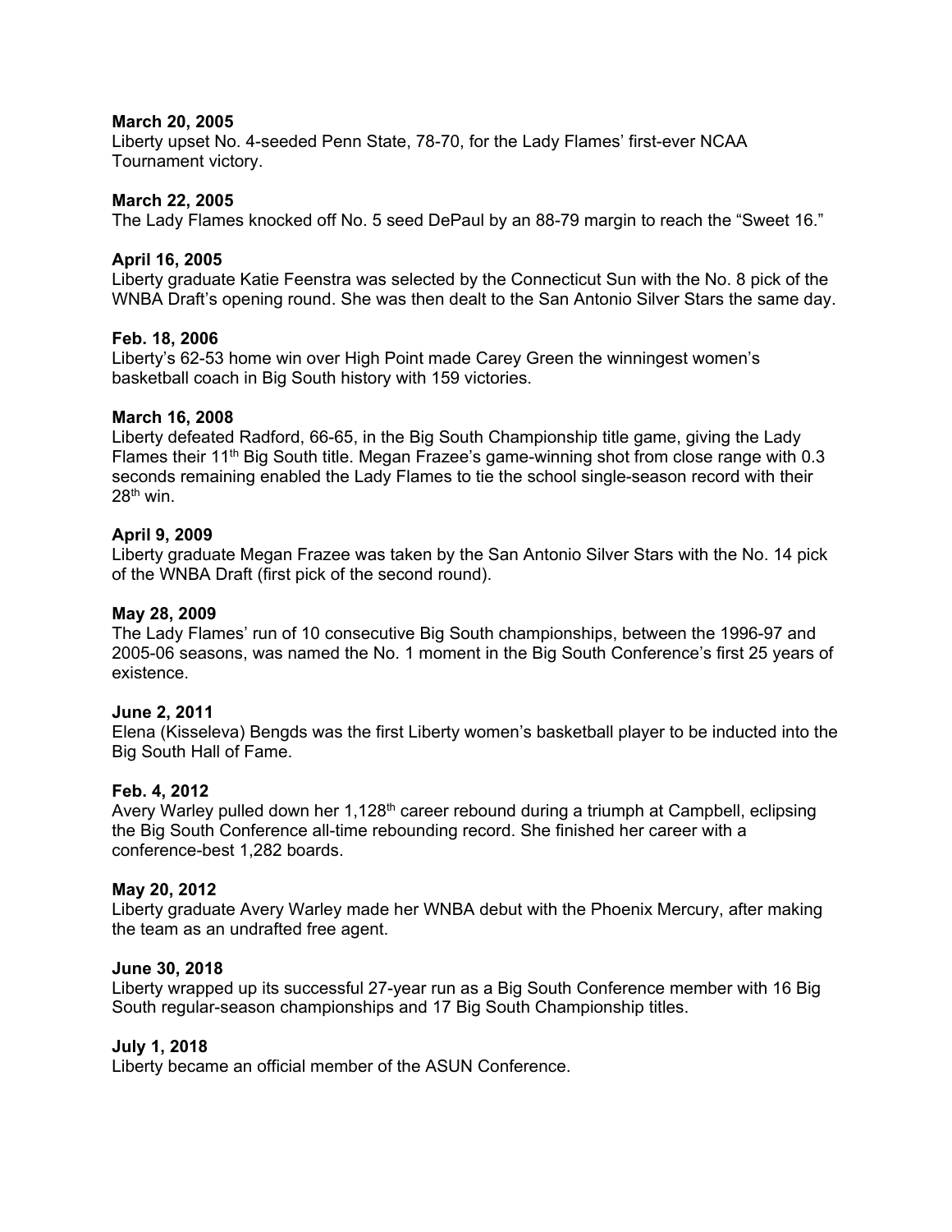**March 20, 2005**
Liberty upset No. 4-seeded Penn State, 78-70, for the Lady Flames' first-ever NCAA Tournament victory.

**March 22, 2005**
The Lady Flames knocked off No. 5 seed DePaul by an 88-79 margin to reach the "Sweet 16."

**April 16, 2005**
Liberty graduate Katie Feenstra was selected by the Connecticut Sun with the No. 8 pick of the WNBA Draft's opening round. She was then dealt to the San Antonio Silver Stars the same day.

**Feb. 18, 2006**
Liberty's 62-53 home win over High Point made Carey Green the winningest women's basketball coach in Big South history with 159 victories.

**March 16, 2008**
Liberty defeated Radford, 66-65, in the Big South Championship title game, giving the Lady Flames their 11th Big South title. Megan Frazee's game-winning shot from close range with 0.3 seconds remaining enabled the Lady Flames to tie the school single-season record with their 28th win.

**April 9, 2009**
Liberty graduate Megan Frazee was taken by the San Antonio Silver Stars with the No. 14 pick of the WNBA Draft (first pick of the second round).

**May 28, 2009**
The Lady Flames' run of 10 consecutive Big South championships, between the 1996-97 and 2005-06 seasons, was named the No. 1 moment in the Big South Conference's first 25 years of existence.

**June 2, 2011**
Elena (Kisseleva) Bengds was the first Liberty women's basketball player to be inducted into the Big South Hall of Fame.

**Feb. 4, 2012**
Avery Warley pulled down her 1,128th career rebound during a triumph at Campbell, eclipsing the Big South Conference all-time rebounding record. She finished her career with a conference-best 1,282 boards.

**May 20, 2012**
Liberty graduate Avery Warley made her WNBA debut with the Phoenix Mercury, after making the team as an undrafted free agent.

**June 30, 2018**
Liberty wrapped up its successful 27-year run as a Big South Conference member with 16 Big South regular-season championships and 17 Big South Championship titles.

**July 1, 2018**
Liberty became an official member of the ASUN Conference.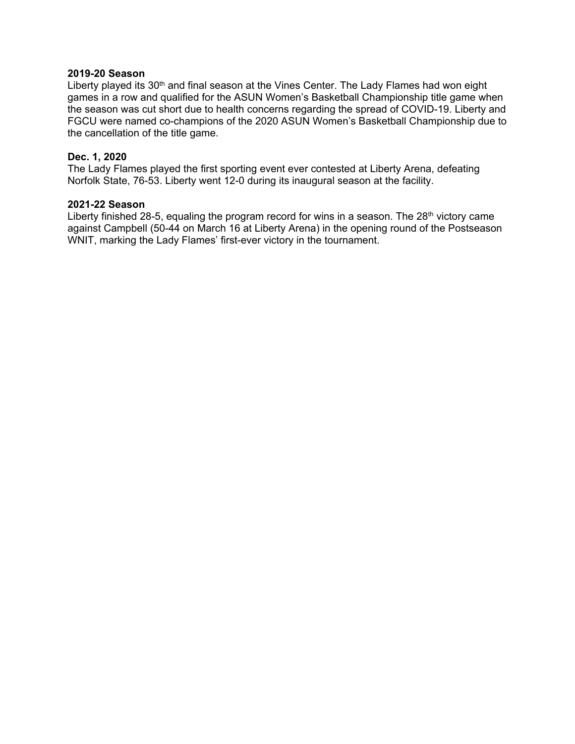**2019-20 Season**

Liberty played its 30th and final season at the Vines Center. The Lady Flames had won eight games in a row and qualified for the ASUN Women's Basketball Championship title game when the season was cut short due to health concerns regarding the spread of COVID-19. Liberty and FGCU were named co-champions of the 2020 ASUN Women's Basketball Championship due to the cancellation of the title game.

**Dec. 1, 2020**

The Lady Flames played the first sporting event ever contested at Liberty Arena, defeating Norfolk State, 76-53. Liberty went 12-0 during its inaugural season at the facility.

**2021-22 Season**

Liberty finished 28-5, equaling the program record for wins in a season. The 28th victory came against Campbell (50-44 on March 16 at Liberty Arena) in the opening round of the Postseason WNIT, marking the Lady Flames' first-ever victory in the tournament.